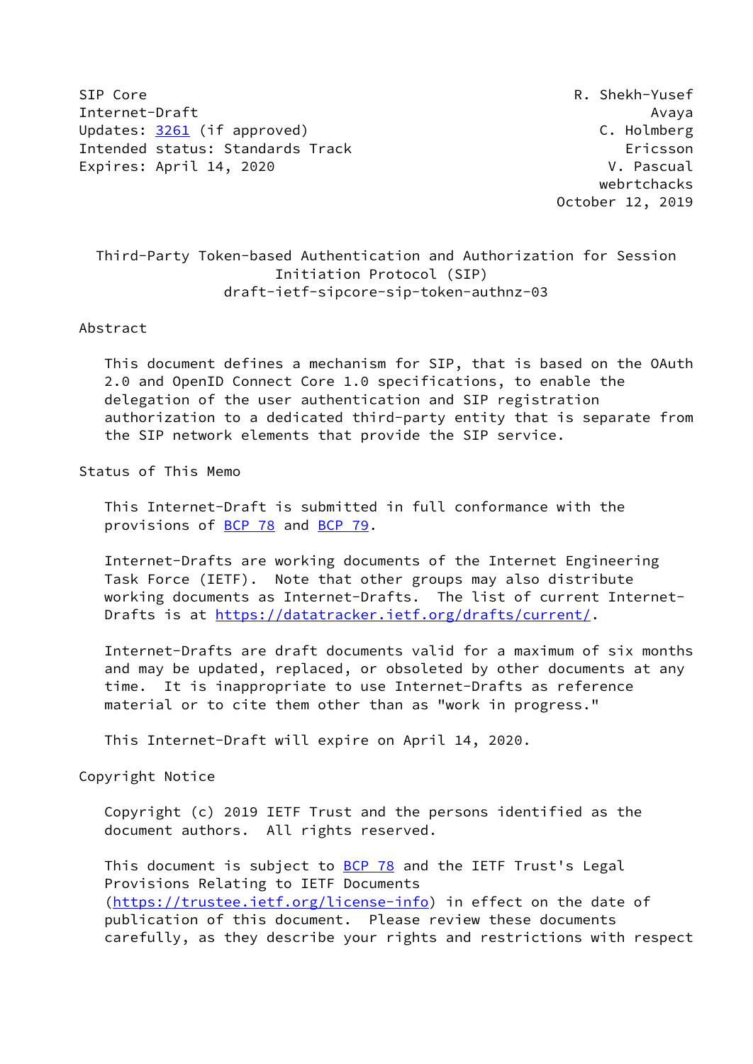SIP Core R. Shekh-Yusef
Internet-Draft Avaya
Updates: 3261 (if approved) C. Holmberg
Intended status: Standards Track Ericsson
Expires: April 14, 2020 V. Pascual
webrtchacks
October 12, 2019

# Third-Party Token-based Authentication and Authorization for Session Initiation Protocol (SIP)

draft-ietf-sipcore-sip-token-authnz-03

## Abstract

This document defines a mechanism for SIP, that is based on the OAuth 2.0 and OpenID Connect Core 1.0 specifications, to enable the delegation of the user authentication and SIP registration authorization to a dedicated third-party entity that is separate from the SIP network elements that provide the SIP service.

## Status of This Memo

This Internet-Draft is submitted in full conformance with the provisions of BCP 78 and BCP 79.

Internet-Drafts are working documents of the Internet Engineering Task Force (IETF). Note that other groups may also distribute working documents as Internet-Drafts. The list of current Internet-Drafts is at https://datatracker.ietf.org/drafts/current/.

Internet-Drafts are draft documents valid for a maximum of six months and may be updated, replaced, or obsoleted by other documents at any time. It is inappropriate to use Internet-Drafts as reference material or to cite them other than as "work in progress."

This Internet-Draft will expire on April 14, 2020.

## Copyright Notice

Copyright (c) 2019 IETF Trust and the persons identified as the document authors. All rights reserved.

This document is subject to BCP 78 and the IETF Trust's Legal Provisions Relating to IETF Documents (https://trustee.ietf.org/license-info) in effect on the date of publication of this document. Please review these documents carefully, as they describe your rights and restrictions with respect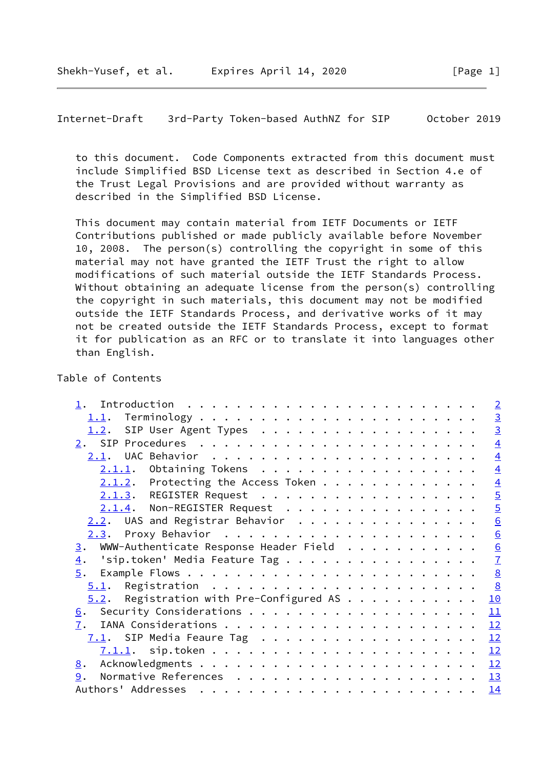to this document. Code Components extracted from this document must include Simplified BSD License text as described in Section 4.e of the Trust Legal Provisions and are provided without warranty as described in the Simplified BSD License.

This document may contain material from IETF Documents or IETF Contributions published or made publicly available before November 10, 2008. The person(s) controlling the copyright in some of this material may not have granted the IETF Trust the right to allow modifications of such material outside the IETF Standards Process. Without obtaining an adequate license from the person(s) controlling the copyright in such materials, this document may not be modified outside the IETF Standards Process, and derivative works of it may not be created outside the IETF Standards Process, except to format it for publication as an RFC or to translate it into languages other than English.

## Table of Contents

```
   1.  Introduction . . . . . . . . . . . . . . . . . . . . . . . .   2
     1.1.  Terminology . . . . . . . . . . . . . . . . . . . . . . .   3
     1.2.  SIP User Agent Types  . . . . . . . . . . . . . . . . . .   3
   2.  SIP Procedures  . . . . . . . . . . . . . . . . . . . . . . .   4
     2.1.  UAC Behavior  . . . . . . . . . . . . . . . . . . . . . .   4
       2.1.1.  Obtaining Tokens  . . . . . . . . . . . . . . . . . .   4
       2.1.2.  Protecting the Access Token . . . . . . . . . . . . .   4
       2.1.3.  REGISTER Request  . . . . . . . . . . . . . . . . . .   5
       2.1.4.  Non-REGISTER Request  . . . . . . . . . . . . . . . .   5
     2.2.  UAS and Registrar Behavior  . . . . . . . . . . . . . . .   6
     2.3.  Proxy Behavior  . . . . . . . . . . . . . . . . . . . . .   6
   3.  WWW-Authenticate Response Header Field  . . . . . . . . . . .   6
   4.  'sip.token' Media Feature Tag . . . . . . . . . . . . . . . .   7
   5.  Example Flows . . . . . . . . . . . . . . . . . . . . . . . .   8
     5.1.  Registration  . . . . . . . . . . . . . . . . . . . . . .   8
     5.2.  Registration with Pre-Configured AS . . . . . . . . . . .  10
   6.  Security Considerations . . . . . . . . . . . . . . . . . . .  11
   7.  IANA Considerations . . . . . . . . . . . . . . . . . . . . .  12
     7.1.  SIP Media Feaure Tag  . . . . . . . . . . . . . . . . . .  12
       7.1.1.  sip.token . . . . . . . . . . . . . . . . . . . . . .  12
   8.  Acknowledgments . . . . . . . . . . . . . . . . . . . . . . .  12
   9.  Normative References  . . . . . . . . . . . . . . . . . . . .  13
   Authors' Addresses  . . . . . . . . . . . . . . . . . . . . . . .  14
```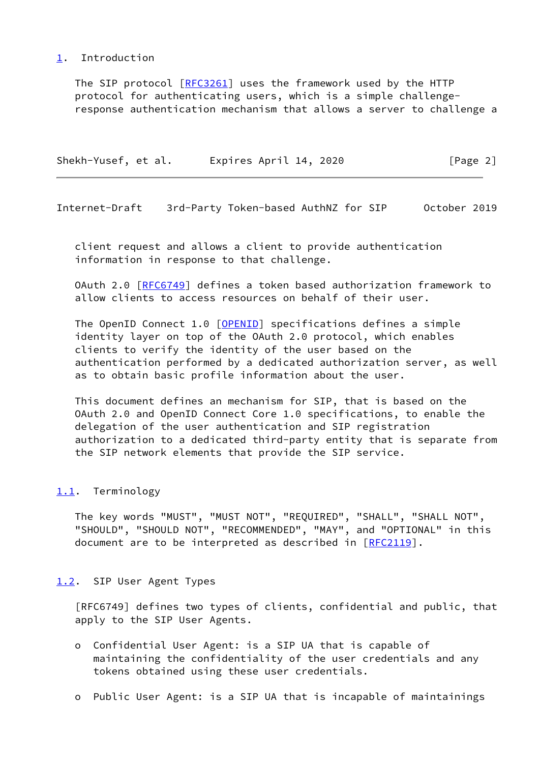## 1. Introduction

The SIP protocol [RFC3261] uses the framework used by the HTTP protocol for authenticating users, which is a simple challenge-response authentication mechanism that allows a server to challenge a client request and allows a client to provide authentication information in response to that challenge.

OAuth 2.0 [RFC6749] defines a token based authorization framework to allow clients to access resources on behalf of their user.

The OpenID Connect 1.0 [OPENID] specifications defines a simple identity layer on top of the OAuth 2.0 protocol, which enables clients to verify the identity of the user based on the authentication performed by a dedicated authorization server, as well as to obtain basic profile information about the user.

This document defines an mechanism for SIP, that is based on the OAuth 2.0 and OpenID Connect Core 1.0 specifications, to enable the delegation of the user authentication and SIP registration authorization to a dedicated third-party entity that is separate from the SIP network elements that provide the SIP service.

### 1.1. Terminology

The key words "MUST", "MUST NOT", "REQUIRED", "SHALL", "SHALL NOT", "SHOULD", "SHOULD NOT", "RECOMMENDED", "MAY", and "OPTIONAL" in this document are to be interpreted as described in [RFC2119].

### 1.2. SIP User Agent Types

[RFC6749] defines two types of clients, confidential and public, that apply to the SIP User Agents.

- Confidential User Agent: is a SIP UA that is capable of maintaining the confidentiality of the user credentials and any tokens obtained using these user credentials.

- Public User Agent: is a SIP UA that is incapable of maintainings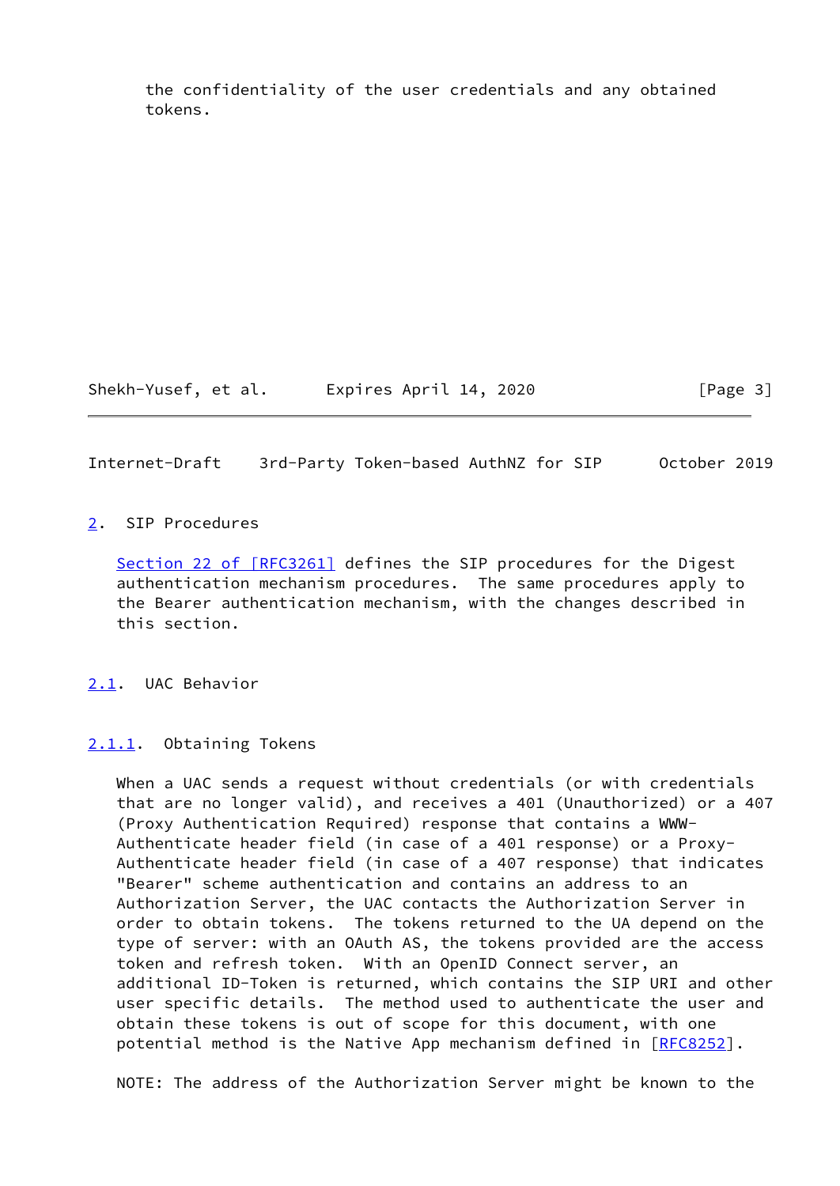the confidentiality of the user credentials and any obtained tokens.

## 2. SIP Procedures

Section 22 of [RFC3261] defines the SIP procedures for the Digest authentication mechanism procedures. The same procedures apply to the Bearer authentication mechanism, with the changes described in this section.

### 2.1. UAC Behavior

#### 2.1.1. Obtaining Tokens

When a UAC sends a request without credentials (or with credentials that are no longer valid), and receives a 401 (Unauthorized) or a 407 (Proxy Authentication Required) response that contains a WWW-Authenticate header field (in case of a 401 response) or a Proxy-Authenticate header field (in case of a 407 response) that indicates "Bearer" scheme authentication and contains an address to an Authorization Server, the UAC contacts the Authorization Server in order to obtain tokens. The tokens returned to the UA depend on the type of server: with an OAuth AS, the tokens provided are the access token and refresh token. With an OpenID Connect server, an additional ID-Token is returned, which contains the SIP URI and other user specific details. The method used to authenticate the user and obtain these tokens is out of scope for this document, with one potential method is the Native App mechanism defined in [RFC8252].

NOTE: The address of the Authorization Server might be known to the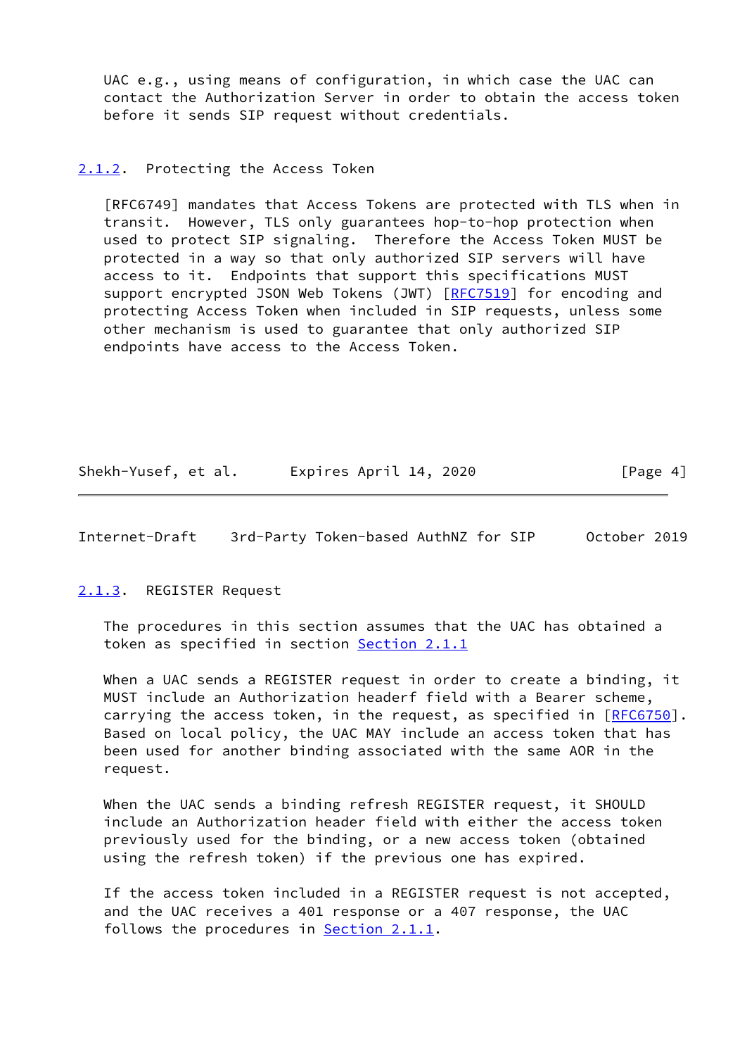UAC e.g., using means of configuration, in which case the UAC can contact the Authorization Server in order to obtain the access token before it sends SIP request without credentials.

### 2.1.2. Protecting the Access Token

[RFC6749] mandates that Access Tokens are protected with TLS when in transit. However, TLS only guarantees hop-to-hop protection when used to protect SIP signaling. Therefore the Access Token MUST be protected in a way so that only authorized SIP servers will have access to it. Endpoints that support this specifications MUST support encrypted JSON Web Tokens (JWT) [RFC7519] for encoding and protecting Access Token when included in SIP requests, unless some other mechanism is used to guarantee that only authorized SIP endpoints have access to the Access Token.

### 2.1.3. REGISTER Request

The procedures in this section assumes that the UAC has obtained a token as specified in section Section 2.1.1

When a UAC sends a REGISTER request in order to create a binding, it MUST include an Authorization headerf field with a Bearer scheme, carrying the access token, in the request, as specified in [RFC6750]. Based on local policy, the UAC MAY include an access token that has been used for another binding associated with the same AOR in the request.

When the UAC sends a binding refresh REGISTER request, it SHOULD include an Authorization header field with either the access token previously used for the binding, or a new access token (obtained using the refresh token) if the previous one has expired.

If the access token included in a REGISTER request is not accepted, and the UAC receives a 401 response or a 407 response, the UAC follows the procedures in Section 2.1.1.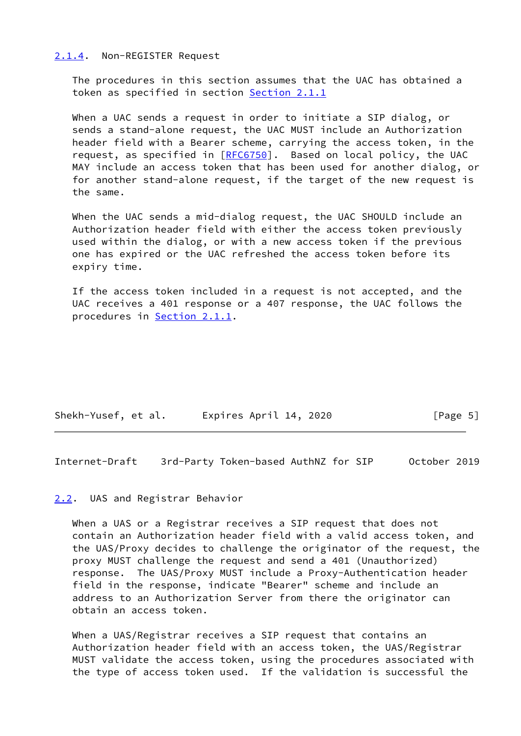### 2.1.4. Non-REGISTER Request

The procedures in this section assumes that the UAC has obtained a token as specified in section Section 2.1.1

When a UAC sends a request in order to initiate a SIP dialog, or sends a stand-alone request, the UAC MUST include an Authorization header field with a Bearer scheme, carrying the access token, in the request, as specified in [RFC6750]. Based on local policy, the UAC MAY include an access token that has been used for another dialog, or for another stand-alone request, if the target of the new request is the same.

When the UAC sends a mid-dialog request, the UAC SHOULD include an Authorization header field with either the access token previously used within the dialog, or with a new access token if the previous one has expired or the UAC refreshed the access token before its expiry time.

If the access token included in a request is not accepted, and the UAC receives a 401 response or a 407 response, the UAC follows the procedures in Section 2.1.1.

## 2.2. UAS and Registrar Behavior

When a UAS or a Registrar receives a SIP request that does not contain an Authorization header field with a valid access token, and the UAS/Proxy decides to challenge the originator of the request, the proxy MUST challenge the request and send a 401 (Unauthorized) response. The UAS/Proxy MUST include a Proxy-Authentication header field in the response, indicate "Bearer" scheme and include an address to an Authorization Server from there the originator can obtain an access token.

When a UAS/Registrar receives a SIP request that contains an Authorization header field with an access token, the UAS/Registrar MUST validate the access token, using the procedures associated with the type of access token used. If the validation is successful the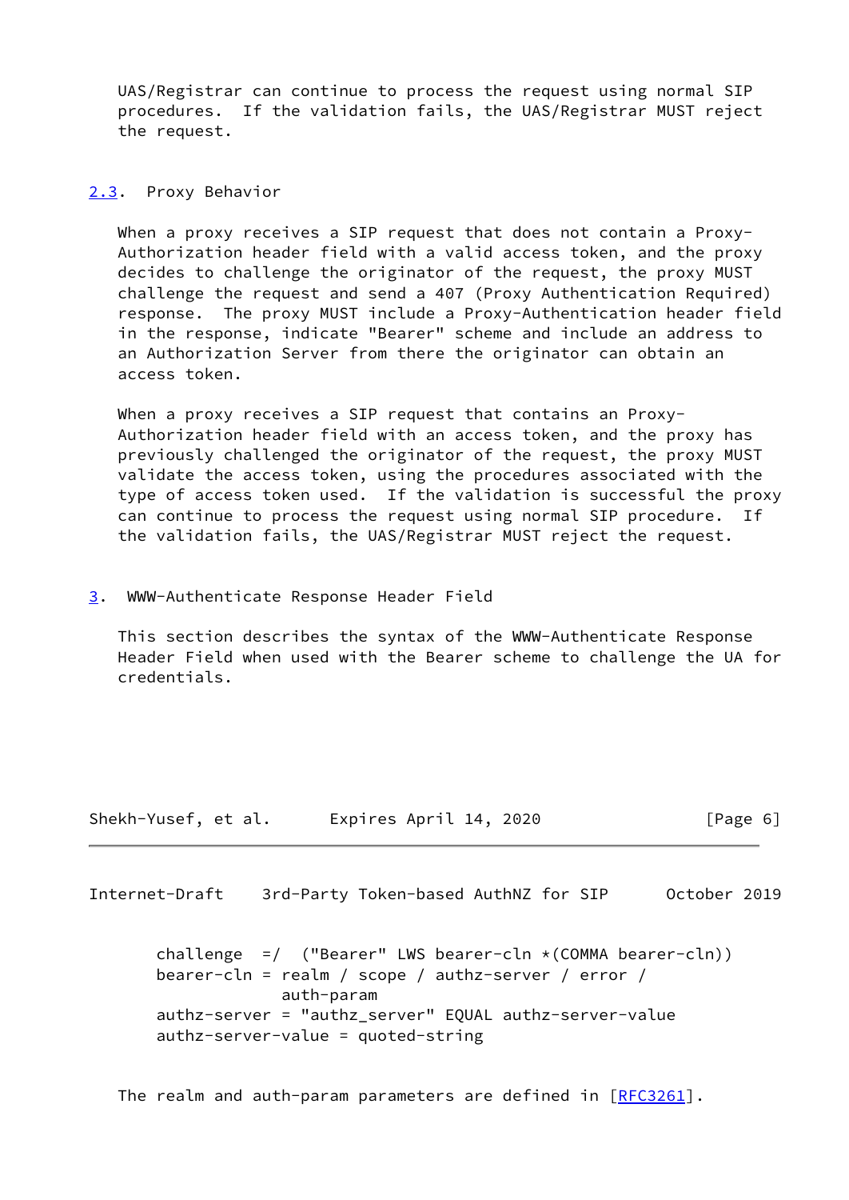UAS/Registrar can continue to process the request using normal SIP procedures. If the validation fails, the UAS/Registrar MUST reject the request.

### 2.3. Proxy Behavior

When a proxy receives a SIP request that does not contain a Proxy-Authorization header field with a valid access token, and the proxy decides to challenge the originator of the request, the proxy MUST challenge the request and send a 407 (Proxy Authentication Required) response. The proxy MUST include a Proxy-Authentication header field in the response, indicate "Bearer" scheme and include an address to an Authorization Server from there the originator can obtain an access token.

When a proxy receives a SIP request that contains an Proxy-Authorization header field with an access token, and the proxy has previously challenged the originator of the request, the proxy MUST validate the access token, using the procedures associated with the type of access token used. If the validation is successful the proxy can continue to process the request using normal SIP procedure. If the validation fails, the UAS/Registrar MUST reject the request.

## 3. WWW-Authenticate Response Header Field

This section describes the syntax of the WWW-Authenticate Response Header Field when used with the Bearer scheme to challenge the UA for credentials.

```
challenge  =/  ("Bearer" LWS bearer-cln *(COMMA bearer-cln))
bearer-cln = realm / scope / authz-server / error /
             auth-param
authz-server = "authz_server" EQUAL authz-server-value
authz-server-value = quoted-string
```

The realm and auth-param parameters are defined in [RFC3261].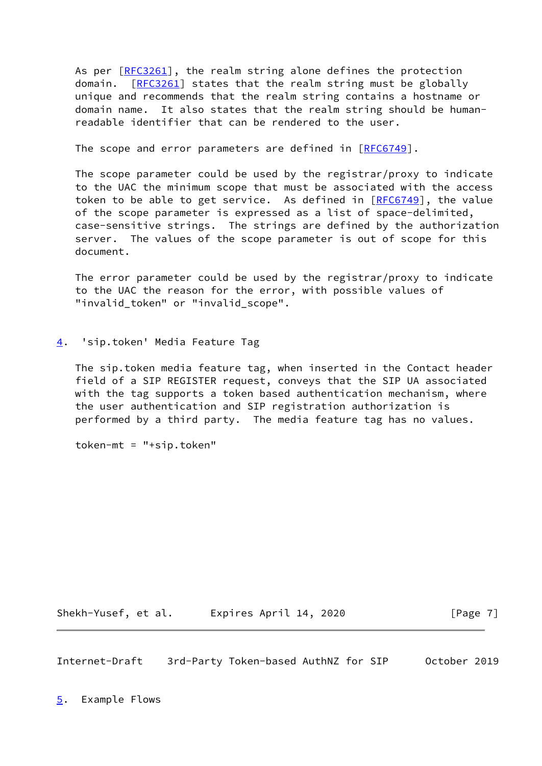As per [RFC3261], the realm string alone defines the protection domain. [RFC3261] states that the realm string must be globally unique and recommends that the realm string contains a hostname or domain name. It also states that the realm string should be human-readable identifier that can be rendered to the user.

The scope and error parameters are defined in [RFC6749].

The scope parameter could be used by the registrar/proxy to indicate to the UAC the minimum scope that must be associated with the access token to be able to get service. As defined in [RFC6749], the value of the scope parameter is expressed as a list of space-delimited, case-sensitive strings. The strings are defined by the authorization server. The values of the scope parameter is out of scope for this document.

The error parameter could be used by the registrar/proxy to indicate to the UAC the reason for the error, with possible values of "invalid_token" or "invalid_scope".

## 4. 'sip.token' Media Feature Tag

The sip.token media feature tag, when inserted in the Contact header field of a SIP REGISTER request, conveys that the SIP UA associated with the tag supports a token based authentication mechanism, where the user authentication and SIP registration authorization is performed by a third party. The media feature tag has no values.

```
token-mt = "+sip.token"
```

## 5. Example Flows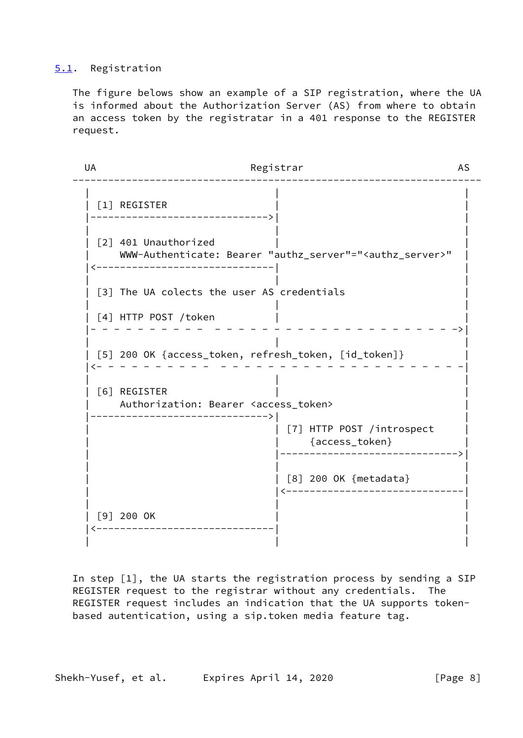### 5.1. Registration

The figure belows show an example of a SIP registration, where the UA is informed about the Authorization Server (AS) from where to obtain an access token by the registratar in a 401 response to the REGISTER request.

```
  UA                          Registrar                          AS
---------------------------------------------------------------------

 |                              |                                |
 | [1] REGISTER                 |                                |
 |----------------------------->|                                |
 |                              |                                |
 | [2] 401 Unauthorized         |                                |
 |     WWW-Authenticate: Bearer "authz_server"="<authz_server>"  |
 |<-----------------------------|                                |
 |                              |                                |
 | [3] The UA colects the user AS credentials                    |
 |                              |                                |
 | [4] HTTP POST /token         |                                |
 |- - - - - - - - - -  - - - - - - - - - - - - - - - - - - - - ->|
 |                              |                                |
 | [5] 200 OK {access_token, refresh_token, [id_token]}          |
 |<- - - - - - - - - -  - - - - - - - - - - - - - - - - - - - - -|
 |                              |                                |
 | [6] REGISTER                 |                                |
 |     Authorization: Bearer <access_token>                      |
 |----------------------------->|                                |
 |                              | [7] HTTP POST /introspect      |
 |                              |     {access_token}             |
 |                              |------------------------------->|
 |                              |                                |
 |                              | [8] 200 OK {metadata}          |
 |                              |<-------------------------------|
 |                              |                                |
 | [9] 200 OK                   |                                |
 |<-----------------------------|                                |
 |                              |                                |
```

In step [1], the UA starts the registration process by sending a SIP REGISTER request to the registrar without any credentials. The REGISTER request includes an indication that the UA supports token-based autentication, using a sip.token media feature tag.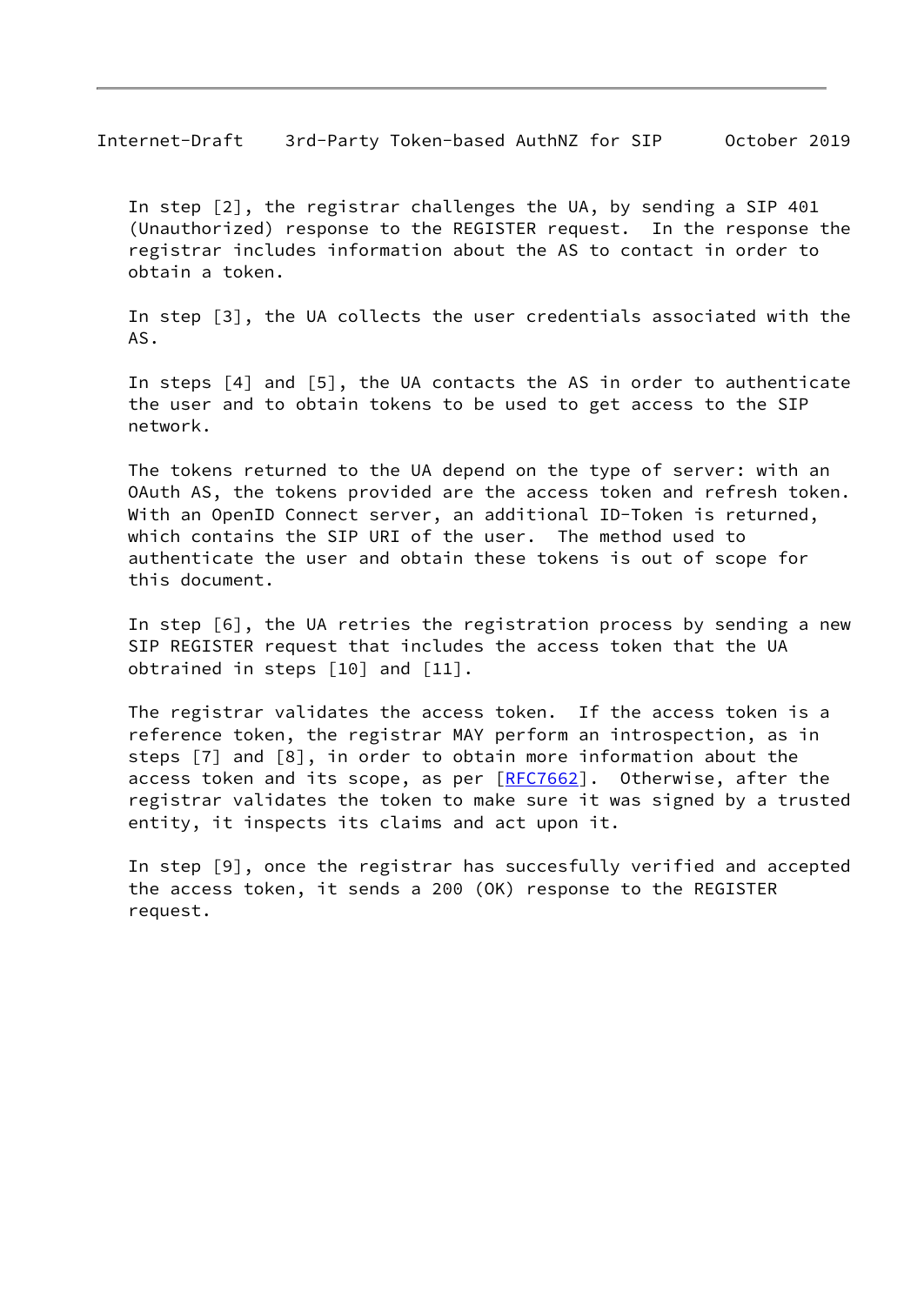In step [2], the registrar challenges the UA, by sending a SIP 401 (Unauthorized) response to the REGISTER request. In the response the registrar includes information about the AS to contact in order to obtain a token.

In step [3], the UA collects the user credentials associated with the AS.

In steps [4] and [5], the UA contacts the AS in order to authenticate the user and to obtain tokens to be used to get access to the SIP network.

The tokens returned to the UA depend on the type of server: with an OAuth AS, the tokens provided are the access token and refresh token. With an OpenID Connect server, an additional ID-Token is returned, which contains the SIP URI of the user. The method used to authenticate the user and obtain these tokens is out of scope for this document.

In step [6], the UA retries the registration process by sending a new SIP REGISTER request that includes the access token that the UA obtrained in steps [10] and [11].

The registrar validates the access token. If the access token is a reference token, the registrar MAY perform an introspection, as in steps [7] and [8], in order to obtain more information about the access token and its scope, as per [RFC7662]. Otherwise, after the registrar validates the token to make sure it was signed by a trusted entity, it inspects its claims and act upon it.

In step [9], once the registrar has succesfully verified and accepted the access token, it sends a 200 (OK) response to the REGISTER request.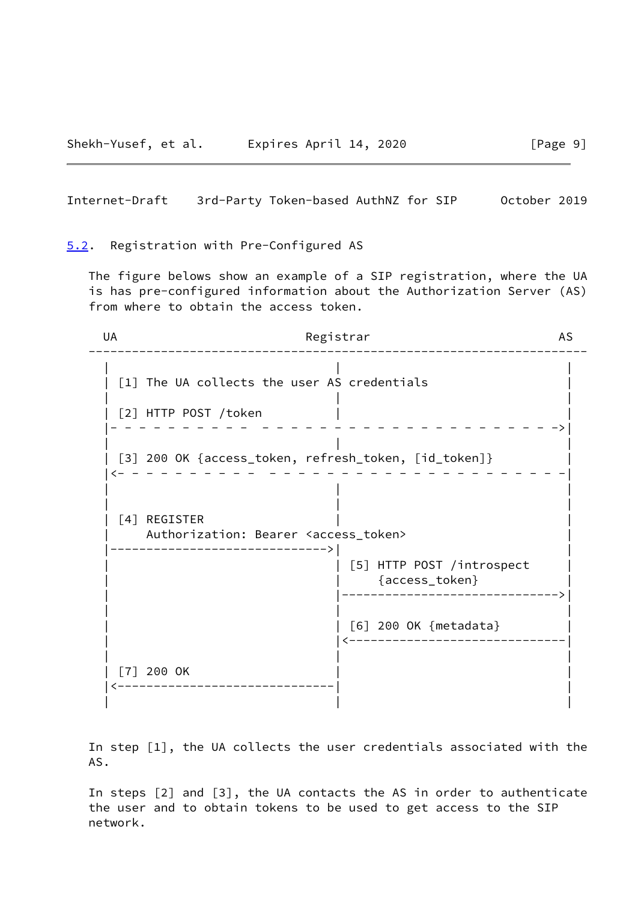## 5.2. Registration with Pre-Configured AS

The figure belows show an example of a SIP registration, where the UA is has pre-configured information about the Authorization Server (AS) from where to obtain the access token.

```
  UA                         Registrar                           AS
---------------------------------------------------------------------
  |                              |                               |
  | [1] The UA collects the user AS credentials                  |
  |                              |                               |
  | [2] HTTP POST /token         |                               |
  |- - - - - - - - - -  - - - - - - - - - - - - - - - - - - - - ->|
  |                              |                               |
  | [3] 200 OK {access_token, refresh_token, [id_token]}         |
  |<- - - - - - - - - -  - - - - - - - - - - - - - - - - - - - - -|
  |                              |                               |
  |                              |                               |
  | [4] REGISTER                 |                               |
  |     Authorization: Bearer <access_token>                     |
  |----------------------------->|                               |
  |                              | [5] HTTP POST /introspect     |
  |                              |     {access_token}            |
  |                              |------------------------------>|
  |                              |                               |
  |                              | [6] 200 OK {metadata}         |
  |                              |<------------------------------|
  |                              |                               |
  | [7] 200 OK                   |                               |
  |<-----------------------------|                               |
  |                              |                               |
```

In step [1], the UA collects the user credentials associated with the AS.

In steps [2] and [3], the UA contacts the AS in order to authenticate the user and to obtain tokens to be used to get access to the SIP network.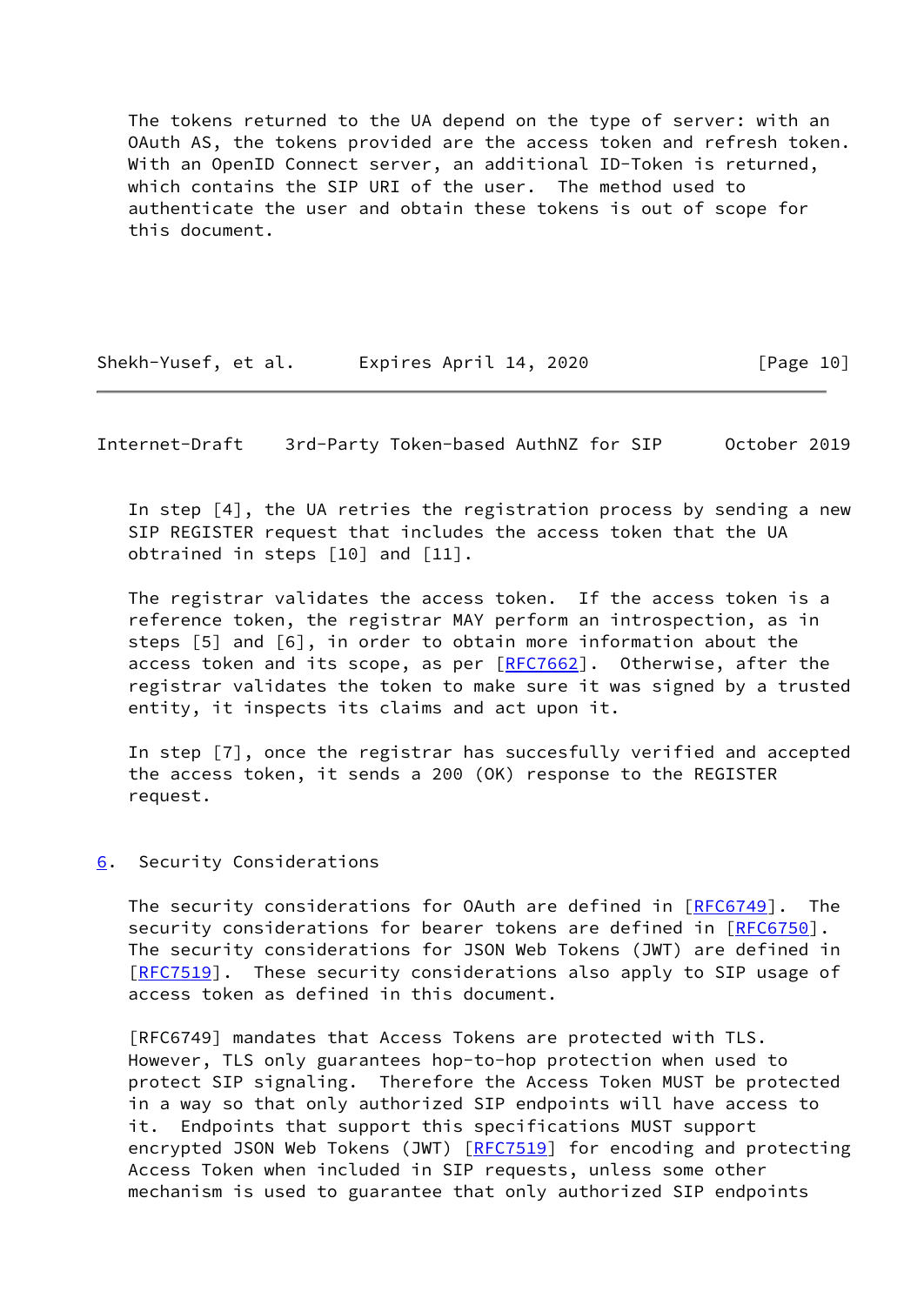The tokens returned to the UA depend on the type of server: with an OAuth AS, the tokens provided are the access token and refresh token. With an OpenID Connect server, an additional ID-Token is returned, which contains the SIP URI of the user. The method used to authenticate the user and obtain these tokens is out of scope for this document.

In step [4], the UA retries the registration process by sending a new SIP REGISTER request that includes the access token that the UA obtained in steps [10] and [11].

The registrar validates the access token. If the access token is a reference token, the registrar MAY perform an introspection, as in steps [5] and [6], in order to obtain more information about the access token and its scope, as per [RFC7662]. Otherwise, after the registrar validates the token to make sure it was signed by a trusted entity, it inspects its claims and act upon it.

In step [7], once the registrar has succesfully verified and accepted the access token, it sends a 200 (OK) response to the REGISTER request.

## 6. Security Considerations

The security considerations for OAuth are defined in [RFC6749]. The security considerations for bearer tokens are defined in [RFC6750]. The security considerations for JSON Web Tokens (JWT) are defined in [RFC7519]. These security considerations also apply to SIP usage of access token as defined in this document.

[RFC6749] mandates that Access Tokens are protected with TLS. However, TLS only guarantees hop-to-hop protection when used to protect SIP signaling. Therefore the Access Token MUST be protected in a way so that only authorized SIP endpoints will have access to it. Endpoints that support this specifications MUST support encrypted JSON Web Tokens (JWT) [RFC7519] for encoding and protecting Access Token when included in SIP requests, unless some other mechanism is used to guarantee that only authorized SIP endpoints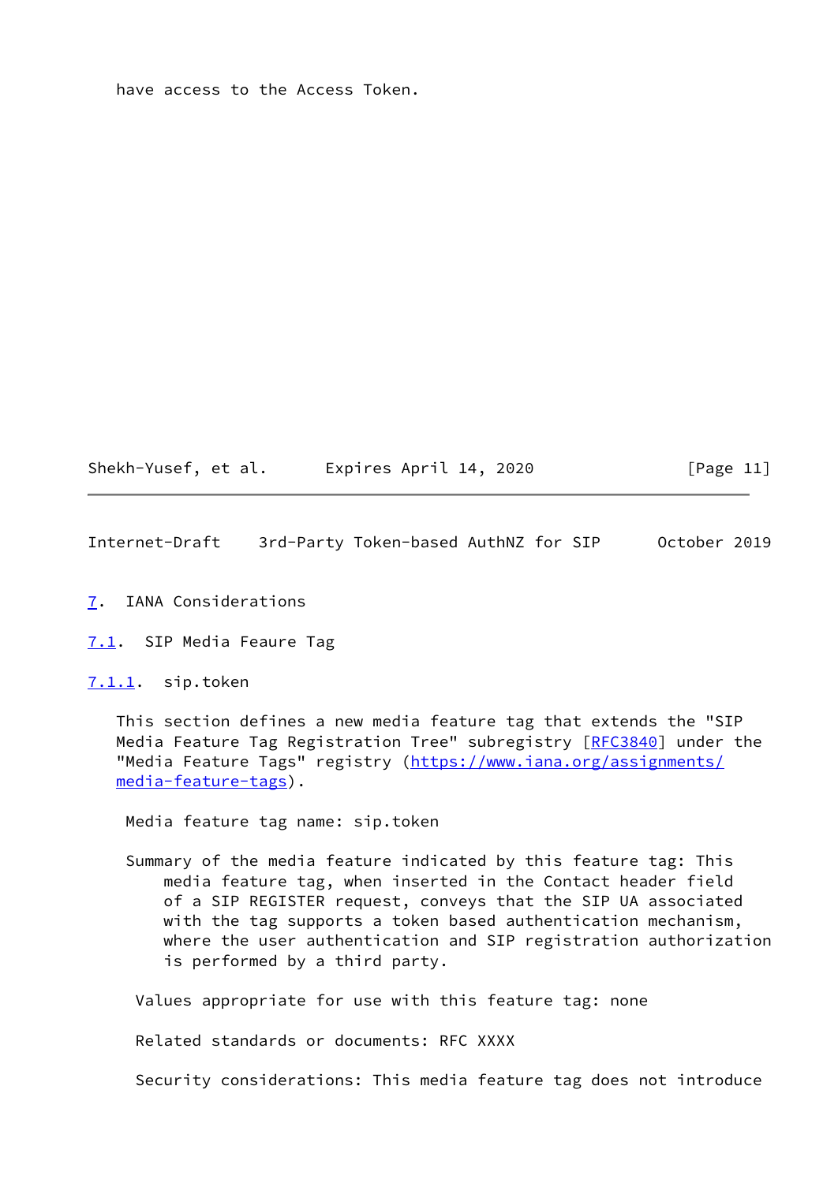have access to the Access Token.

# 7. IANA Considerations

## 7.1. SIP Media Feaure Tag

### 7.1.1. sip.token

This section defines a new media feature tag that extends the "SIP Media Feature Tag Registration Tree" subregistry [RFC3840] under the "Media Feature Tags" registry (https://www.iana.org/assignments/media-feature-tags).

Media feature tag name: sip.token

Summary of the media feature indicated by this feature tag: This media feature tag, when inserted in the Contact header field of a SIP REGISTER request, conveys that the SIP UA associated with the tag supports a token based authentication mechanism, where the user authentication and SIP registration authorization is performed by a third party.

Values appropriate for use with this feature tag: none

Related standards or documents: RFC XXXX

Security considerations: This media feature tag does not introduce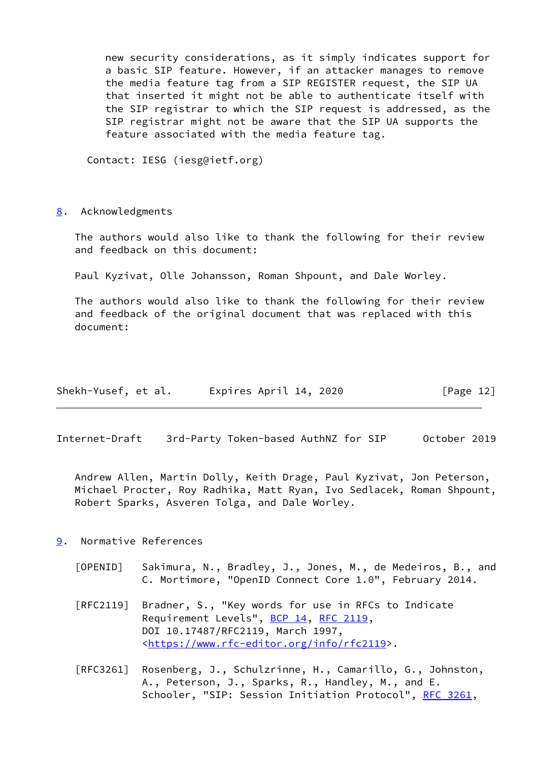new security considerations, as it simply indicates support for a basic SIP feature. However, if an attacker manages to remove the media feature tag from a SIP REGISTER request, the SIP UA that inserted it might not be able to authenticate itself with the SIP registrar to which the SIP request is addressed, as the SIP registrar might not be aware that the SIP UA supports the feature associated with the media feature tag.

Contact: IESG (iesg@ietf.org)

## 8. Acknowledgments

The authors would also like to thank the following for their review and feedback on this document:

Paul Kyzivat, Olle Johansson, Roman Shpount, and Dale Worley.

The authors would also like to thank the following for their review and feedback of the original document that was replaced with this document:

Andrew Allen, Martin Dolly, Keith Drage, Paul Kyzivat, Jon Peterson, Michael Procter, Roy Radhika, Matt Ryan, Ivo Sedlacek, Roman Shpount, Robert Sparks, Asveren Tolga, and Dale Worley.

## 9. Normative References

[OPENID] Sakimura, N., Bradley, J., Jones, M., de Medeiros, B., and C. Mortimore, "OpenID Connect Core 1.0", February 2014.

[RFC2119] Bradner, S., "Key words for use in RFCs to Indicate Requirement Levels", BCP 14, RFC 2119, DOI 10.17487/RFC2119, March 1997, <https://www.rfc-editor.org/info/rfc2119>.

[RFC3261] Rosenberg, J., Schulzrinne, H., Camarillo, G., Johnston, A., Peterson, J., Sparks, R., Handley, M., and E. Schooler, "SIP: Session Initiation Protocol", RFC 3261,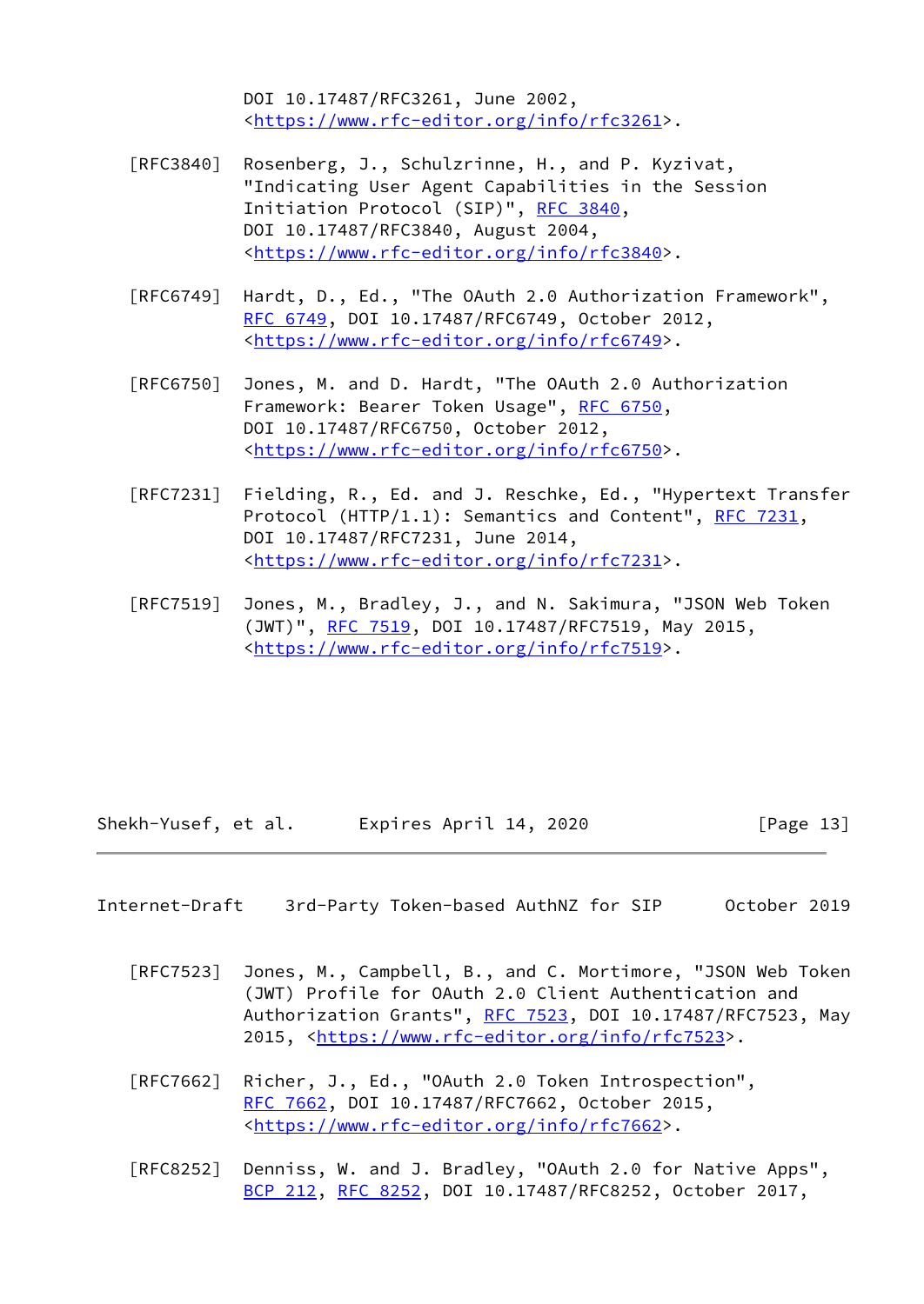DOI 10.17487/RFC3261, June 2002,
<https://www.rfc-editor.org/info/rfc3261>.

[RFC3840] Rosenberg, J., Schulzrinne, H., and P. Kyzivat, "Indicating User Agent Capabilities in the Session Initiation Protocol (SIP)", RFC 3840, DOI 10.17487/RFC3840, August 2004, <https://www.rfc-editor.org/info/rfc3840>.

[RFC6749] Hardt, D., Ed., "The OAuth 2.0 Authorization Framework", RFC 6749, DOI 10.17487/RFC6749, October 2012, <https://www.rfc-editor.org/info/rfc6749>.

[RFC6750] Jones, M. and D. Hardt, "The OAuth 2.0 Authorization Framework: Bearer Token Usage", RFC 6750, DOI 10.17487/RFC6750, October 2012, <https://www.rfc-editor.org/info/rfc6750>.

[RFC7231] Fielding, R., Ed. and J. Reschke, Ed., "Hypertext Transfer Protocol (HTTP/1.1): Semantics and Content", RFC 7231, DOI 10.17487/RFC7231, June 2014, <https://www.rfc-editor.org/info/rfc7231>.

[RFC7519] Jones, M., Bradley, J., and N. Sakimura, "JSON Web Token (JWT)", RFC 7519, DOI 10.17487/RFC7519, May 2015, <https://www.rfc-editor.org/info/rfc7519>.

[RFC7523] Jones, M., Campbell, B., and C. Mortimore, "JSON Web Token (JWT) Profile for OAuth 2.0 Client Authentication and Authorization Grants", RFC 7523, DOI 10.17487/RFC7523, May 2015, <https://www.rfc-editor.org/info/rfc7523>.

[RFC7662] Richer, J., Ed., "OAuth 2.0 Token Introspection", RFC 7662, DOI 10.17487/RFC7662, October 2015, <https://www.rfc-editor.org/info/rfc7662>.

[RFC8252] Denniss, W. and J. Bradley, "OAuth 2.0 for Native Apps", BCP 212, RFC 8252, DOI 10.17487/RFC8252, October 2017,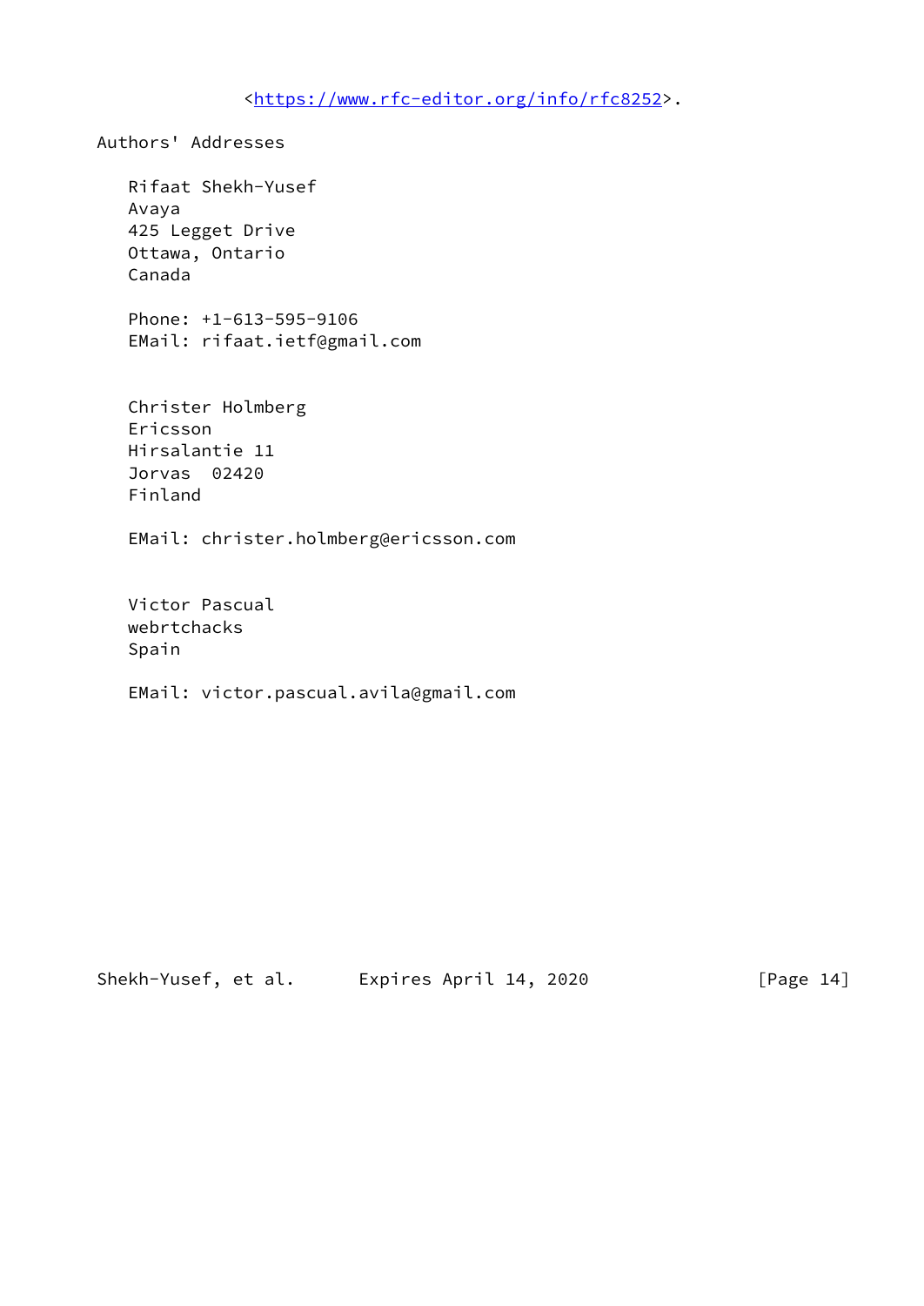<https://www.rfc-editor.org/info/rfc8252>.

## Authors' Addresses

Rifaat Shekh-Yusef
Avaya
425 Legget Drive
Ottawa, Ontario
Canada

Phone: +1-613-595-9106
EMail: rifaat.ietf@gmail.com

Christer Holmberg
Ericsson
Hirsalantie 11
Jorvas  02420
Finland

EMail: christer.holmberg@ericsson.com

Victor Pascual
webrtchacks
Spain

EMail: victor.pascual.avila@gmail.com